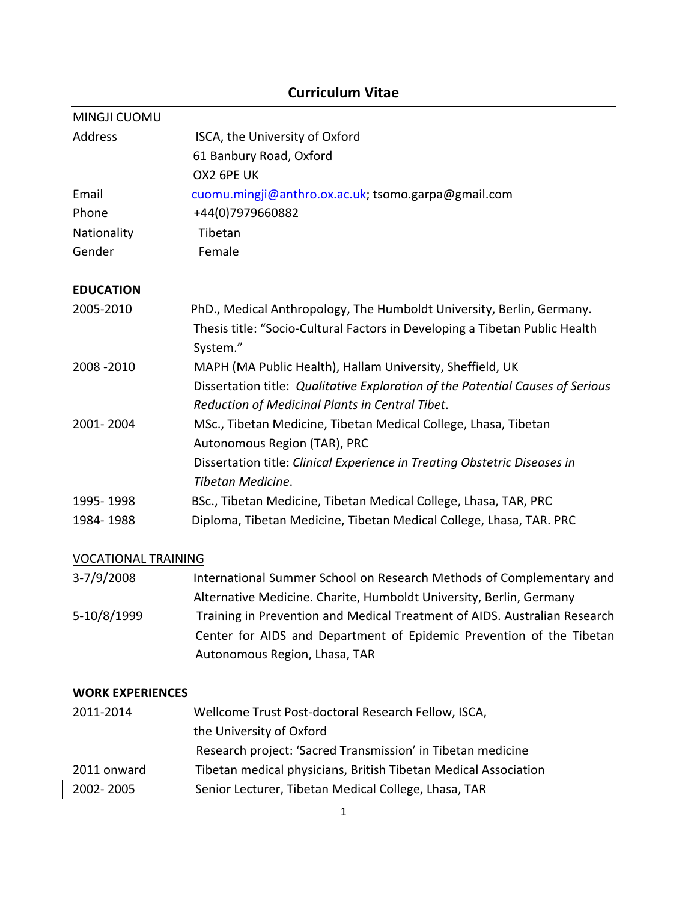# Curriculum Vitae

MINGJI CUOMU

| | |
|---|---|
| Address | ISCA, the University of Oxford<br>61 Banbury Road, Oxford<br>OX2 6PE UK |
| Email | cuomu.mingji@anthro.ox.ac.uk; tsomo.garpa@gmail.com |
| Phone | +44(0)7979660882 |
| Nationality | Tibetan |
| Gender | Female |

## EDUCATION

| | |
|---|---|
| 2005-2010 | PhD., Medical Anthropology, The Humboldt University, Berlin, Germany.<br>Thesis title: "Socio-Cultural Factors in Developing a Tibetan Public Health System." |
| 2008 -2010 | MAPH (MA Public Health), Hallam University, Sheffield, UK<br>Dissertation title: *Qualitative Exploration of the Potential Causes of Serious Reduction of Medicinal Plants in Central Tibet*. |
| 2001- 2004 | MSc., Tibetan Medicine, Tibetan Medical College, Lhasa, Tibetan Autonomous Region (TAR), PRC<br>Dissertation title: *Clinical Experience in Treating Obstetric Diseases in Tibetan Medicine*. |
| 1995- 1998 | BSc., Tibetan Medicine, Tibetan Medical College, Lhasa, TAR, PRC |
| 1984- 1988 | Diploma, Tibetan Medicine, Tibetan Medical College, Lhasa, TAR. PRC |

### VOCATIONAL TRAINING

| | |
|---|---|
| 3-7/9/2008 | International Summer School on Research Methods of Complementary and Alternative Medicine. Charite, Humboldt University, Berlin, Germany |
| 5-10/8/1999 | Training in Prevention and Medical Treatment of AIDS. Australian Research Center for AIDS and Department of Epidemic Prevention of the Tibetan Autonomous Region, Lhasa, TAR |

## WORK EXPERIENCES

| | |
|---|---|
| 2011-2014 | Wellcome Trust Post-doctoral Research Fellow, ISCA, the University of Oxford<br>Research project: 'Sacred Transmission' in Tibetan medicine |
| 2011 onward | Tibetan medical physicians, British Tibetan Medical Association |
| 2002- 2005 | Senior Lecturer, Tibetan Medical College, Lhasa, TAR |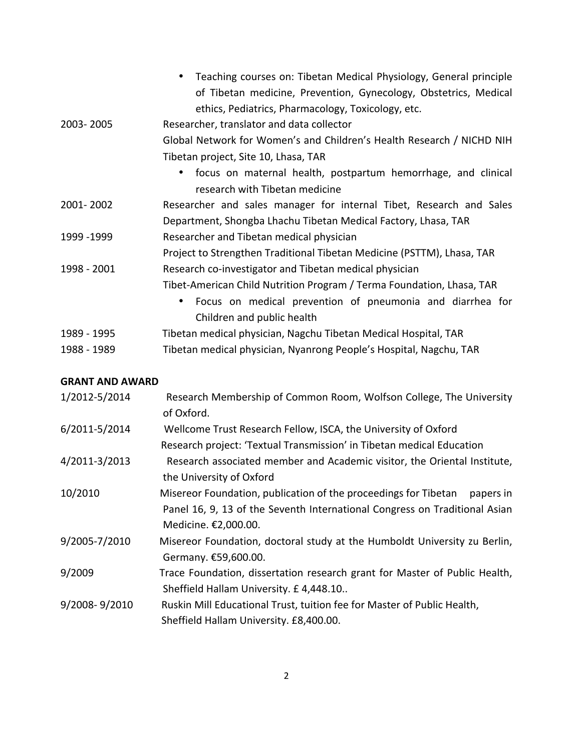- Teaching courses on: Tibetan Medical Physiology, General principle of Tibetan medicine, Prevention, Gynecology, Obstetrics, Medical ethics, Pediatrics, Pharmacology, Toxicology, etc.

2003- 2005 Researcher, translator and data collector
Global Network for Women's and Children's Health Research / NICHD NIH Tibetan project, Site 10, Lhasa, TAR

- focus on maternal health, postpartum hemorrhage, and clinical research with Tibetan medicine

2001- 2002 Researcher and sales manager for internal Tibet, Research and Sales Department, Shongba Lhachu Tibetan Medical Factory, Lhasa, TAR

1999 -1999 Researcher and Tibetan medical physician
Project to Strengthen Traditional Tibetan Medicine (PSTTM), Lhasa, TAR

1998 - 2001 Research co-investigator and Tibetan medical physician
Tibet-American Child Nutrition Program / Terma Foundation, Lhasa, TAR

- Focus on medical prevention of pneumonia and diarrhea for Children and public health

1989 - 1995 Tibetan medical physician, Nagchu Tibetan Medical Hospital, TAR

1988 - 1989 Tibetan medical physician, Nyanrong People's Hospital, Nagchu, TAR

**GRANT AND AWARD**

1/2012-5/2014 Research Membership of Common Room, Wolfson College, The University of Oxford.

6/2011-5/2014 Wellcome Trust Research Fellow, ISCA, the University of Oxford
Research project: 'Textual Transmission' in Tibetan medical Education

4/2011-3/2013 Research associated member and Academic visitor, the Oriental Institute, the University of Oxford

10/2010 Misereor Foundation, publication of the proceedings for Tibetan papers in Panel 16, 9, 13 of the Seventh International Congress on Traditional Asian Medicine. €2,000.00.

9/2005-7/2010 Misereor Foundation, doctoral study at the Humboldt University zu Berlin, Germany. €59,600.00.

9/2009 Trace Foundation, dissertation research grant for Master of Public Health, Sheffield Hallam University. £ 4,448.10..

9/2008- 9/2010 Ruskin Mill Educational Trust, tuition fee for Master of Public Health, Sheffield Hallam University. £8,400.00.